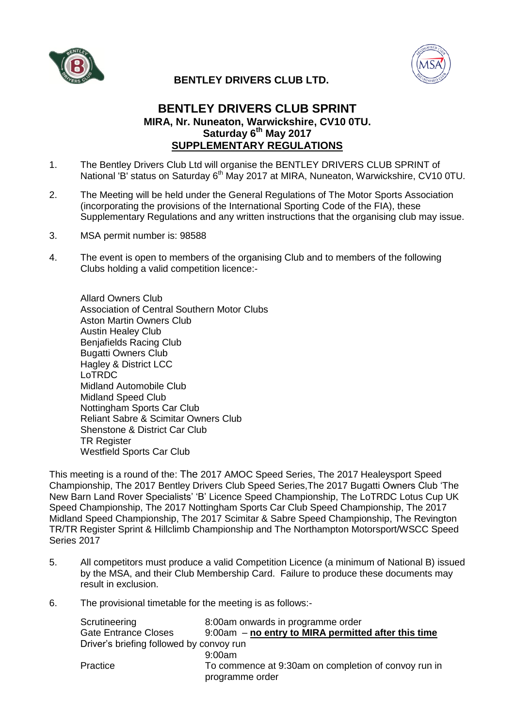**BENTLEY DRIVERS CLUB LTD.**

# BENTLEY DRIVERS CLUB SPRINT

## MIRA, Nr. Nuneaton, Warwickshire, CV10 0TU.

## Saturday 6th May 2017

## SUPPLEMENTARY REGULATIONS

1. The Bentley Drivers Club Ltd will organise the BENTLEY DRIVERS CLUB SPRINT of National 'B' status on Saturday 6th May 2017 at MIRA, Nuneaton, Warwickshire, CV10 0TU.

2. The Meeting will be held under the General Regulations of The Motor Sports Association (incorporating the provisions of the International Sporting Code of the FIA), these Supplementary Regulations and any written instructions that the organising club may issue.

3. MSA permit number is: 98588

4. The event is open to members of the organising Club and to members of the following Clubs holding a valid competition licence:-

   Allard Owners Club
   Association of Central Southern Motor Clubs
   Aston Martin Owners Club
   Austin Healey Club
   Benjafields Racing Club
   Bugatti Owners Club
   Hagley & District LCC
   LoTRDC
   Midland Automobile Club
   Midland Speed Club
   Nottingham Sports Car Club
   Reliant Sabre & Scimitar Owners Club
   Shenstone & District Car Club
   TR Register
   Westfield Sports Car Club

This meeting is a round of the: The 2017 AMOC Speed Series, The 2017 Healeysport Speed Championship, The 2017 Bentley Drivers Club Speed Series,The 2017 Bugatti Owners Club 'The New Barn Land Rover Specialists' 'B' Licence Speed Championship, The LoTRDC Lotus Cup UK Speed Championship, The 2017 Nottingham Sports Car Club Speed Championship, The 2017 Midland Speed Championship, The 2017 Scimitar & Sabre Speed Championship, The Revington TR/TR Register Sprint & Hillclimb Championship and The Northampton Motorsport/WSCC Speed Series 2017

5. All competitors must produce a valid Competition Licence (a minimum of National B) issued by the MSA, and their Club Membership Card. Failure to produce these documents may result in exclusion.

6. The provisional timetable for the meeting is as follows:-

| | |
|---|---|
| Scrutineering | 8:00am onwards in programme order |
| Gate Entrance Closes | 9:00am – **no entry to MIRA permitted after this time** |
| Driver's briefing followed by convoy run | 9:00am |
| Practice | To commence at 9:30am on completion of convoy run in programme order |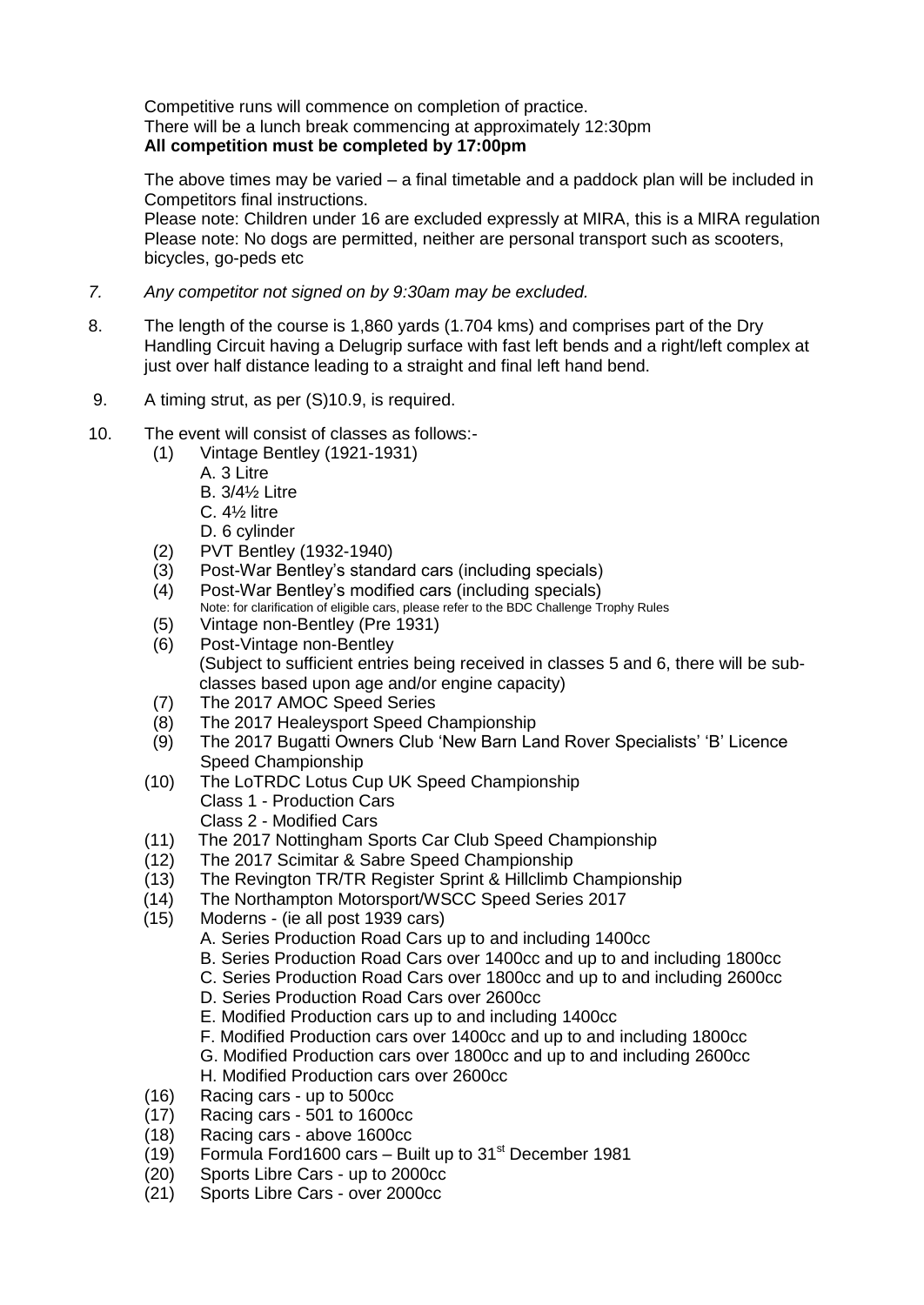Competitive runs will commence on completion of practice.
There will be a lunch break commencing at approximately 12:30pm
**All competition must be completed by 17:00pm**

The above times may be varied – a final timetable and a paddock plan will be included in Competitors final instructions.
Please note: Children under 16 are excluded expressly at MIRA, this is a MIRA regulation
Please note: No dogs are permitted, neither are personal transport such as scooters, bicycles, go-peds etc

*7. Any competitor not signed on by 9:30am may be excluded.*

8. The length of the course is 1,860 yards (1.704 kms) and comprises part of the Dry Handling Circuit having a Delugrip surface with fast left bends and a right/left complex at just over half distance leading to a straight and final left hand bend.

9. A timing strut, as per (S)10.9, is required.

10. The event will consist of classes as follows:-
    - (1) Vintage Bentley (1921-1931)
        - A. 3 Litre
        - B. 3/4½ Litre
        - C. 4½ litre
        - D. 6 cylinder
    - (2) PVT Bentley (1932-1940)
    - (3) Post-War Bentley's standard cars (including specials)
    - (4) Post-War Bentley's modified cars (including specials)
      Note: for clarification of eligible cars, please refer to the BDC Challenge Trophy Rules
    - (5) Vintage non-Bentley (Pre 1931)
    - (6) Post-Vintage non-Bentley
      (Subject to sufficient entries being received in classes 5 and 6, there will be sub-classes based upon age and/or engine capacity)
    - (7) The 2017 AMOC Speed Series
    - (8) The 2017 Healeysport Speed Championship
    - (9) The 2017 Bugatti Owners Club 'New Barn Land Rover Specialists' 'B' Licence Speed Championship
    - (10) The LoTRDC Lotus Cup UK Speed Championship
      - Class 1 - Production Cars
      - Class 2 - Modified Cars
    - (11) The 2017 Nottingham Sports Car Club Speed Championship
    - (12) The 2017 Scimitar & Sabre Speed Championship
    - (13) The Revington TR/TR Register Sprint & Hillclimb Championship
    - (14) The Northampton Motorsport/WSCC Speed Series 2017
    - (15) Moderns - (ie all post 1939 cars)
        - A. Series Production Road Cars up to and including 1400cc
        - B. Series Production Road Cars over 1400cc and up to and including 1800cc
        - C. Series Production Road Cars over 1800cc and up to and including 2600cc
        - D. Series Production Road Cars over 2600cc
        - E. Modified Production cars up to and including 1400cc
        - F. Modified Production cars over 1400cc and up to and including 1800cc
        - G. Modified Production cars over 1800cc and up to and including 2600cc
        - H. Modified Production cars over 2600cc
    - (16) Racing cars - up to 500cc
    - (17) Racing cars - 501 to 1600cc
    - (18) Racing cars - above 1600cc
    - (19) Formula Ford1600 cars – Built up to 31st December 1981
    - (20) Sports Libre Cars - up to 2000cc
    - (21) Sports Libre Cars - over 2000cc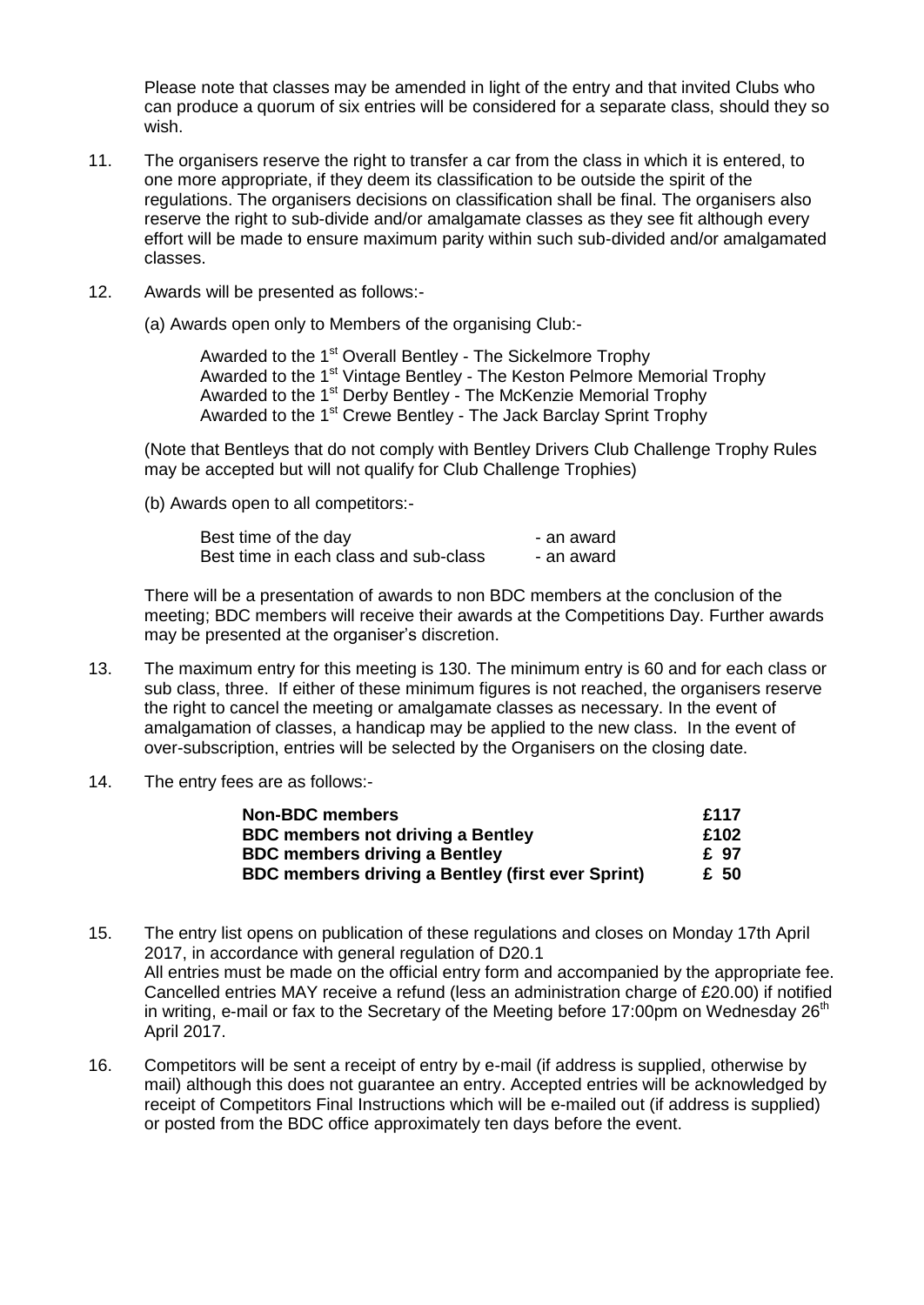Please note that classes may be amended in light of the entry and that invited Clubs who can produce a quorum of six entries will be considered for a separate class, should they so wish.

11. The organisers reserve the right to transfer a car from the class in which it is entered, to one more appropriate, if they deem its classification to be outside the spirit of the regulations. The organisers decisions on classification shall be final. The organisers also reserve the right to sub-divide and/or amalgamate classes as they see fit although every effort will be made to ensure maximum parity within such sub-divided and/or amalgamated classes.

12. Awards will be presented as follows:-

    (a) Awards open only to Members of the organising Club:-

    Awarded to the 1st Overall Bentley - The Sickelmore Trophy
    Awarded to the 1st Vintage Bentley - The Keston Pelmore Memorial Trophy
    Awarded to the 1st Derby Bentley - The McKenzie Memorial Trophy
    Awarded to the 1st Crewe Bentley - The Jack Barclay Sprint Trophy

    (Note that Bentleys that do not comply with Bentley Drivers Club Challenge Trophy Rules may be accepted but will not qualify for Club Challenge Trophies)

    (b) Awards open to all competitors:-

    | | |
    |---|---|
    | Best time of the day | - an award |
    | Best time in each class and sub-class | - an award |

    There will be a presentation of awards to non BDC members at the conclusion of the meeting; BDC members will receive their awards at the Competitions Day. Further awards may be presented at the organiser's discretion.

13. The maximum entry for this meeting is 130. The minimum entry is 60 and for each class or sub class, three. If either of these minimum figures is not reached, the organisers reserve the right to cancel the meeting or amalgamate classes as necessary. In the event of amalgamation of classes, a handicap may be applied to the new class. In the event of over-subscription, entries will be selected by the Organisers on the closing date.

14. The entry fees are as follows:-

    | | |
    |---|---|
    | **Non-BDC members** | **£117** |
    | **BDC members not driving a Bentley** | **£102** |
    | **BDC members driving a Bentley** | **£ 97** |
    | **BDC members driving a Bentley (first ever Sprint)** | **£ 50** |

15. The entry list opens on publication of these regulations and closes on Monday 17th April 2017, in accordance with general regulation of D20.1
    All entries must be made on the official entry form and accompanied by the appropriate fee. Cancelled entries MAY receive a refund (less an administration charge of £20.00) if notified in writing, e-mail or fax to the Secretary of the Meeting before 17:00pm on Wednesday 26th April 2017.

16. Competitors will be sent a receipt of entry by e-mail (if address is supplied, otherwise by mail) although this does not guarantee an entry. Accepted entries will be acknowledged by receipt of Competitors Final Instructions which will be e-mailed out (if address is supplied) or posted from the BDC office approximately ten days before the event.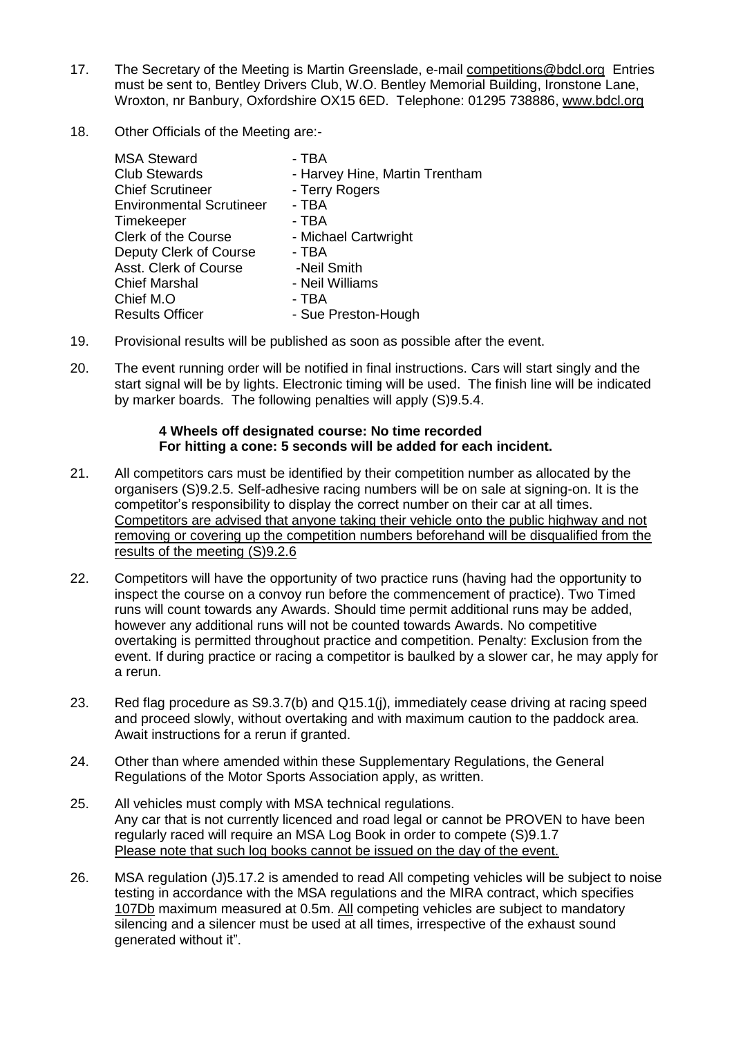17. The Secretary of the Meeting is Martin Greenslade, e-mail competitions@bdcl.org Entries must be sent to, Bentley Drivers Club, W.O. Bentley Memorial Building, Ironstone Lane, Wroxton, nr Banbury, Oxfordshire OX15 6ED. Telephone: 01295 738886, www.bdcl.org

18. Other Officials of the Meeting are:-

| | |
|---|---|
| MSA Steward | - TBA |
| Club Stewards | - Harvey Hine, Martin Trentham |
| Chief Scrutineer | - Terry Rogers |
| Environmental Scrutineer | - TBA |
| Timekeeper | - TBA |
| Clerk of the Course | - Michael Cartwright |
| Deputy Clerk of Course | - TBA |
| Asst. Clerk of Course | -Neil Smith |
| Chief Marshal | - Neil Williams |
| Chief M.O | - TBA |
| Results Officer | - Sue Preston-Hough |

19. Provisional results will be published as soon as possible after the event.

20. The event running order will be notified in final instructions. Cars will start singly and the start signal will be by lights. Electronic timing will be used. The finish line will be indicated by marker boards. The following penalties will apply (S)9.5.4.

    **4 Wheels off designated course: No time recorded**
    **For hitting a cone: 5 seconds will be added for each incident.**

21. All competitors cars must be identified by their competition number as allocated by the organisers (S)9.2.5. Self-adhesive racing numbers will be on sale at signing-on. It is the competitor's responsibility to display the correct number on their car at all times. Competitors are advised that anyone taking their vehicle onto the public highway and not removing or covering up the competition numbers beforehand will be disqualified from the results of the meeting (S)9.2.6

22. Competitors will have the opportunity of two practice runs (having had the opportunity to inspect the course on a convoy run before the commencement of practice). Two Timed runs will count towards any Awards. Should time permit additional runs may be added, however any additional runs will not be counted towards Awards. No competitive overtaking is permitted throughout practice and competition. Penalty: Exclusion from the event. If during practice or racing a competitor is baulked by a slower car, he may apply for a rerun.

23. Red flag procedure as S9.3.7(b) and Q15.1(j), immediately cease driving at racing speed and proceed slowly, without overtaking and with maximum caution to the paddock area. Await instructions for a rerun if granted.

24. Other than where amended within these Supplementary Regulations, the General Regulations of the Motor Sports Association apply, as written.

25. All vehicles must comply with MSA technical regulations.
    Any car that is not currently licenced and road legal or cannot be PROVEN to have been regularly raced will require an MSA Log Book in order to compete (S)9.1.7
    Please note that such log books cannot be issued on the day of the event.

26. MSA regulation (J)5.17.2 is amended to read All competing vehicles will be subject to noise testing in accordance with the MSA regulations and the MIRA contract, which specifies 107Db maximum measured at 0.5m. All competing vehicles are subject to mandatory silencing and a silencer must be used at all times, irrespective of the exhaust sound generated without it".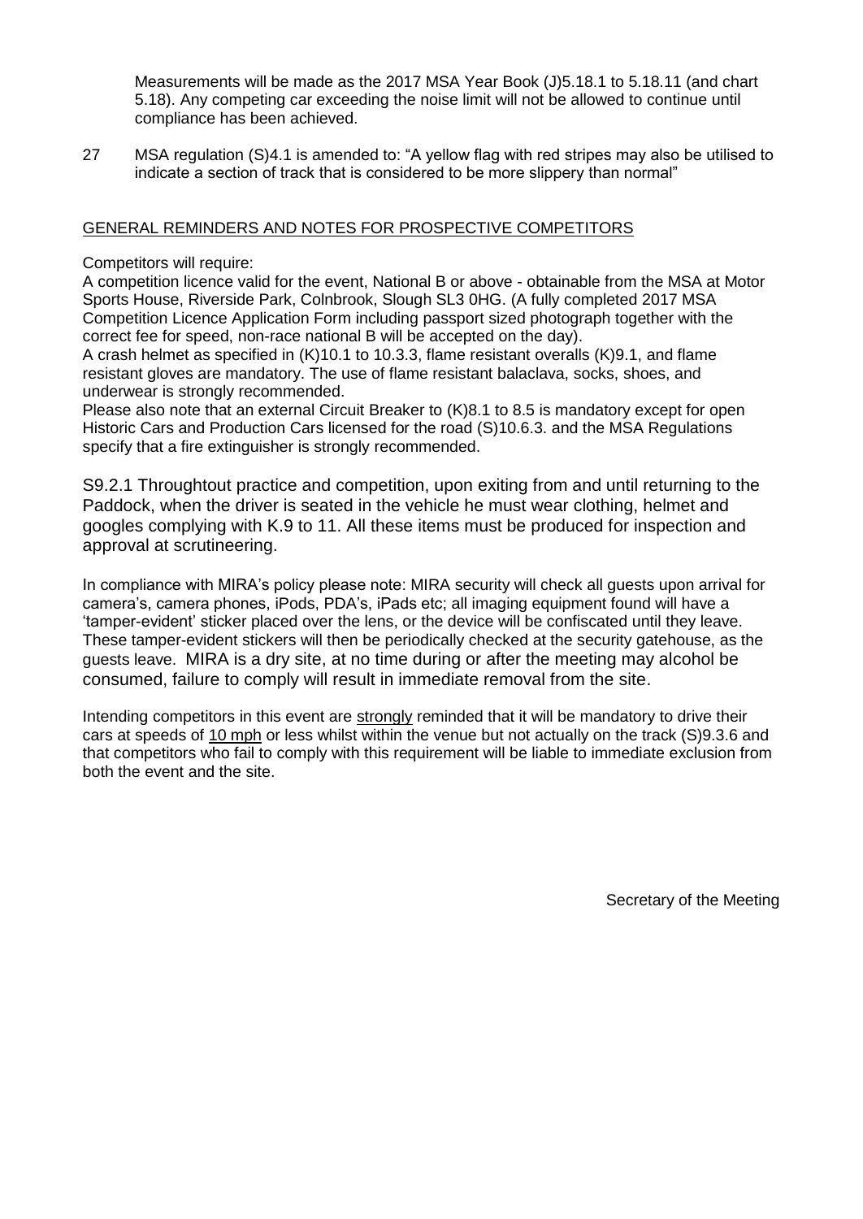Measurements will be made as the 2017 MSA Year Book (J)5.18.1 to 5.18.11 (and chart 5.18). Any competing car exceeding the noise limit will not be allowed to continue until compliance has been achieved.

27 MSA regulation (S)4.1 is amended to: "A yellow flag with red stripes may also be utilised to indicate a section of track that is considered to be more slippery than normal"

<u>GENERAL REMINDERS AND NOTES FOR PROSPECTIVE COMPETITORS</u>

Competitors will require:

A competition licence valid for the event, National B or above - obtainable from the MSA at Motor Sports House, Riverside Park, Colnbrook, Slough SL3 0HG. (A fully completed 2017 MSA Competition Licence Application Form including passport sized photograph together with the correct fee for speed, non-race national B will be accepted on the day).

A crash helmet as specified in (K)10.1 to 10.3.3, flame resistant overalls (K)9.1, and flame resistant gloves are mandatory. The use of flame resistant balaclava, socks, shoes, and underwear is strongly recommended.

Please also note that an external Circuit Breaker to (K)8.1 to 8.5 is mandatory except for open Historic Cars and Production Cars licensed for the road (S)10.6.3. and the MSA Regulations specify that a fire extinguisher is strongly recommended.

S9.2.1 Throughtout practice and competition, upon exiting from and until returning to the Paddock, when the driver is seated in the vehicle he must wear clothing, helmet and googles complying with K.9 to 11. All these items must be produced for inspection and approval at scrutineering.

In compliance with MIRA's policy please note: MIRA security will check all guests upon arrival for camera's, camera phones, iPods, PDA's, iPads etc; all imaging equipment found will have a 'tamper-evident' sticker placed over the lens, or the device will be confiscated until they leave. These tamper-evident stickers will then be periodically checked at the security gatehouse, as the guests leave. MIRA is a dry site, at no time during or after the meeting may alcohol be consumed, failure to comply will result in immediate removal from the site.

Intending competitors in this event are <u>strongly</u> reminded that it will be mandatory to drive their cars at speeds of <u>10 mph</u> or less whilst within the venue but not actually on the track (S)9.3.6 and that competitors who fail to comply with this requirement will be liable to immediate exclusion from both the event and the site.

Secretary of the Meeting